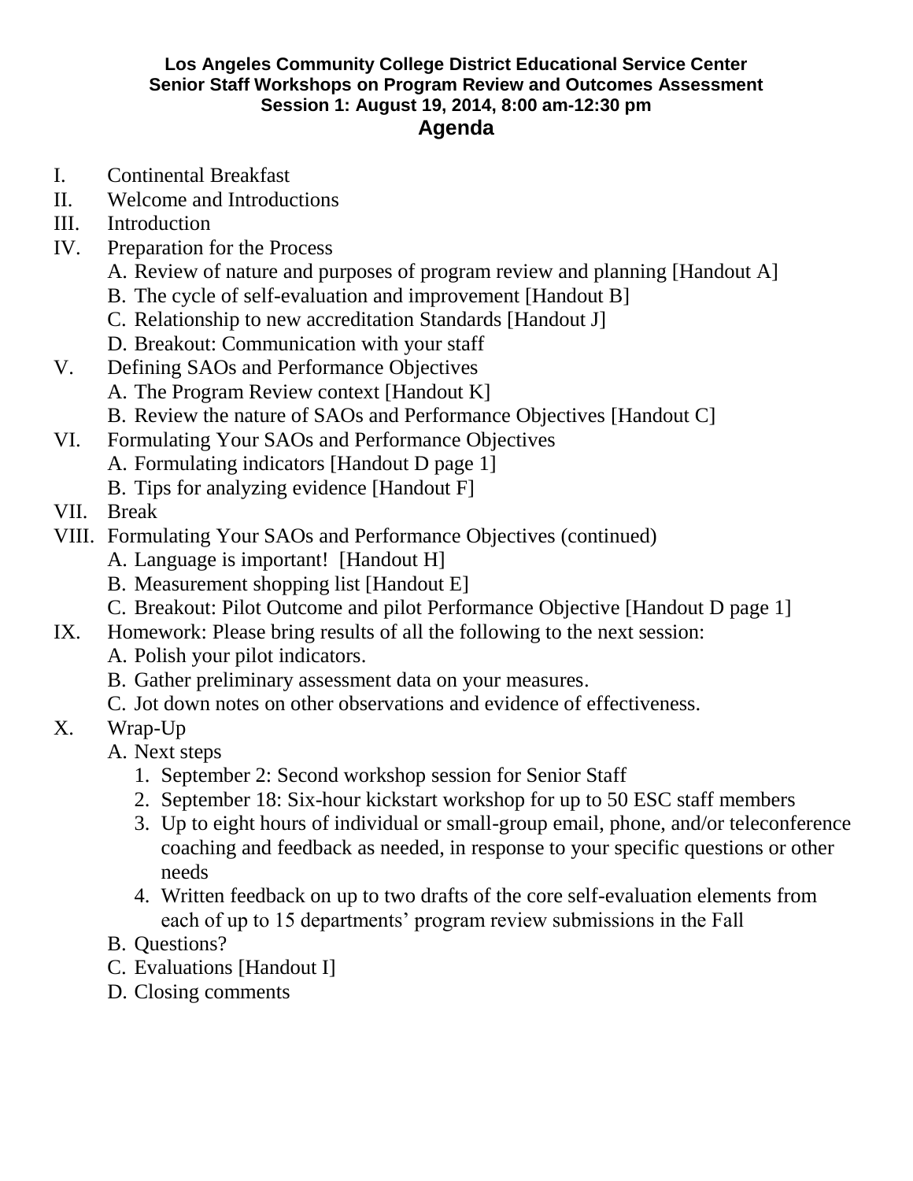**Los Angeles Community College District Educational Service Center**
**Senior Staff Workshops on Program Review and Outcomes Assessment**
**Session 1: August 19, 2014, 8:00 am-12:30 pm**

# Agenda

I. Continental Breakfast

II. Welcome and Introductions

III. Introduction

IV. Preparation for the Process
   - A. Review of nature and purposes of program review and planning [Handout A]
   - B. The cycle of self-evaluation and improvement [Handout B]
   - C. Relationship to new accreditation Standards [Handout J]
   - D. Breakout: Communication with your staff

V. Defining SAOs and Performance Objectives
   - A. The Program Review context [Handout K]
   - B. Review the nature of SAOs and Performance Objectives [Handout C]

VI. Formulating Your SAOs and Performance Objectives
   - A. Formulating indicators [Handout D page 1]
   - B. Tips for analyzing evidence [Handout F]

VII. Break

VIII. Formulating Your SAOs and Performance Objectives (continued)
   - A. Language is important! [Handout H]
   - B. Measurement shopping list [Handout E]
   - C. Breakout: Pilot Outcome and pilot Performance Objective [Handout D page 1]

IX. Homework: Please bring results of all the following to the next session:
   - A. Polish your pilot indicators.
   - B. Gather preliminary assessment data on your measures.
   - C. Jot down notes on other observations and evidence of effectiveness.

X. Wrap-Up
   - A. Next steps
     1. September 2: Second workshop session for Senior Staff
     2. September 18: Six-hour kickstart workshop for up to 50 ESC staff members
     3. Up to eight hours of individual or small-group email, phone, and/or teleconference coaching and feedback as needed, in response to your specific questions or other needs
     4. Written feedback on up to two drafts of the core self-evaluation elements from each of up to 15 departments' program review submissions in the Fall
   - B. Questions?
   - C. Evaluations [Handout I]
   - D. Closing comments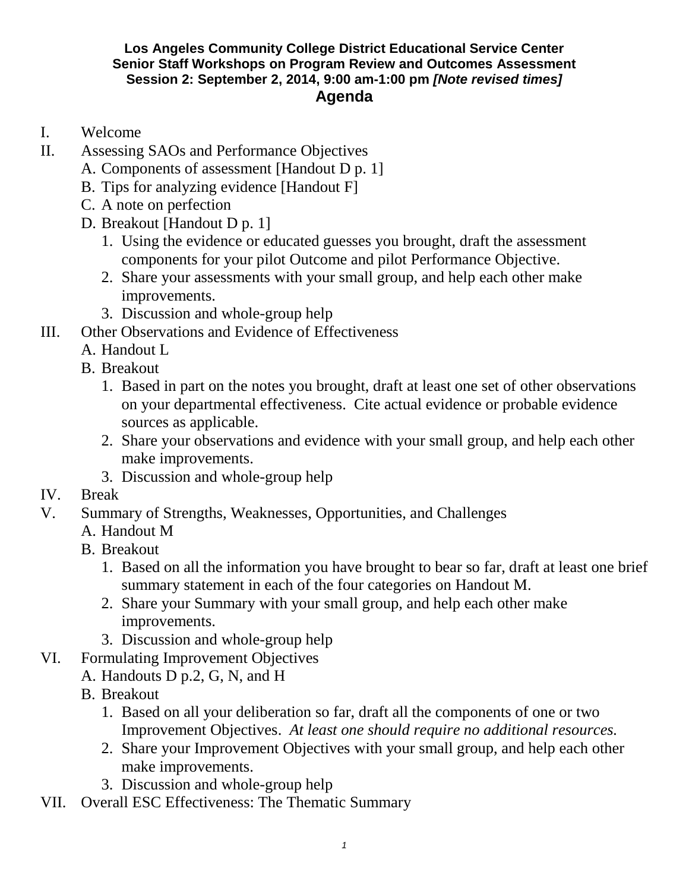**Los Angeles Community College District Educational Service Center**
**Senior Staff Workshops on Program Review and Outcomes Assessment**
**Session 2: September 2, 2014, 9:00 am-1:00 pm *[Note revised times]***

# Agenda

I. Welcome

II. Assessing SAOs and Performance Objectives
   A. Components of assessment [Handout D p. 1]
   B. Tips for analyzing evidence [Handout F]
   C. A note on perfection
   D. Breakout [Handout D p. 1]
      1. Using the evidence or educated guesses you brought, draft the assessment components for your pilot Outcome and pilot Performance Objective.
      2. Share your assessments with your small group, and help each other make improvements.
      3. Discussion and whole-group help

III. Other Observations and Evidence of Effectiveness
   A. Handout L
   B. Breakout
      1. Based in part on the notes you brought, draft at least one set of other observations on your departmental effectiveness. Cite actual evidence or probable evidence sources as applicable.
      2. Share your observations and evidence with your small group, and help each other make improvements.
      3. Discussion and whole-group help

IV. Break

V. Summary of Strengths, Weaknesses, Opportunities, and Challenges
   A. Handout M
   B. Breakout
      1. Based on all the information you have brought to bear so far, draft at least one brief summary statement in each of the four categories on Handout M.
      2. Share your Summary with your small group, and help each other make improvements.
      3. Discussion and whole-group help

VI. Formulating Improvement Objectives
   A. Handouts D p.2, G, N, and H
   B. Breakout
      1. Based on all your deliberation so far, draft all the components of one or two Improvement Objectives. *At least one should require no additional resources.*
      2. Share your Improvement Objectives with your small group, and help each other make improvements.
      3. Discussion and whole-group help

VII. Overall ESC Effectiveness: The Thematic Summary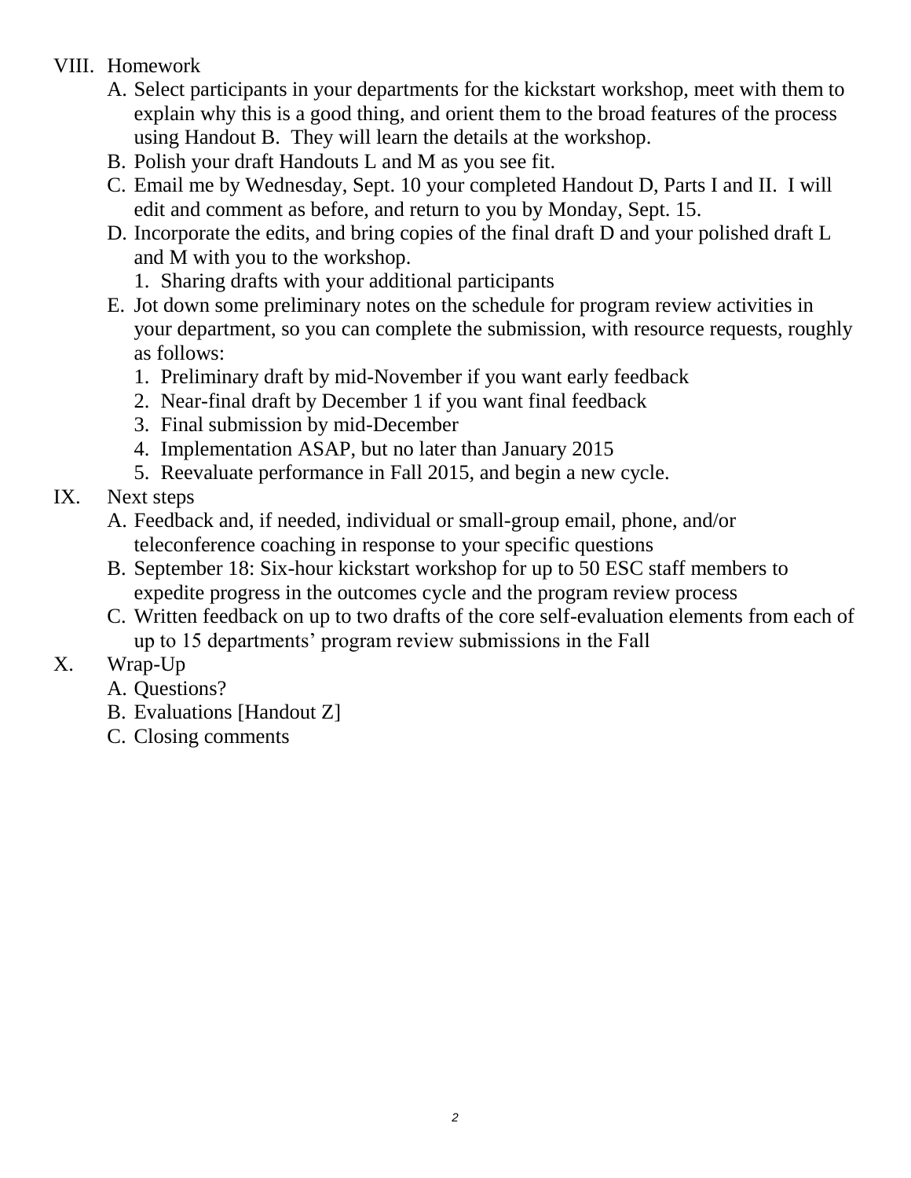VIII. Homework
  A. Select participants in your departments for the kickstart workshop, meet with them to explain why this is a good thing, and orient them to the broad features of the process using Handout B. They will learn the details at the workshop.
  B. Polish your draft Handouts L and M as you see fit.
  C. Email me by Wednesday, Sept. 10 your completed Handout D, Parts I and II. I will edit and comment as before, and return to you by Monday, Sept. 15.
  D. Incorporate the edits, and bring copies of the final draft D and your polished draft L and M with you to the workshop.
     1. Sharing drafts with your additional participants
  E. Jot down some preliminary notes on the schedule for program review activities in your department, so you can complete the submission, with resource requests, roughly as follows:
     1. Preliminary draft by mid-November if you want early feedback
     2. Near-final draft by December 1 if you want final feedback
     3. Final submission by mid-December
     4. Implementation ASAP, but no later than January 2015
     5. Reevaluate performance in Fall 2015, and begin a new cycle.

IX. Next steps
  A. Feedback and, if needed, individual or small-group email, phone, and/or teleconference coaching in response to your specific questions
  B. September 18: Six-hour kickstart workshop for up to 50 ESC staff members to expedite progress in the outcomes cycle and the program review process
  C. Written feedback on up to two drafts of the core self-evaluation elements from each of up to 15 departments' program review submissions in the Fall

X. Wrap-Up
  A. Questions?
  B. Evaluations [Handout Z]
  C. Closing comments